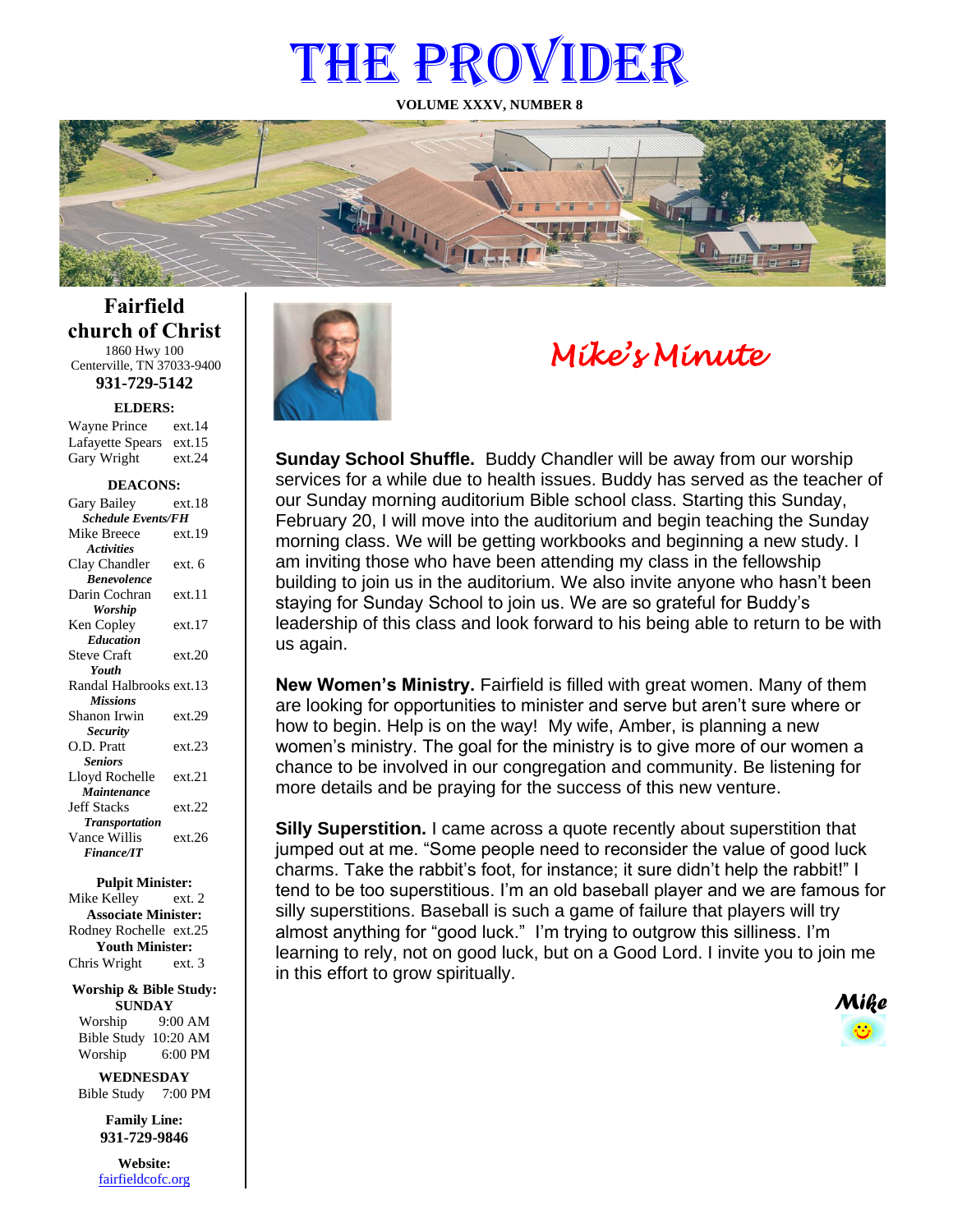# THE PROVIDER

**VOLUME XXXV, NUMBER 8**

## Fairfield church of Christ

1860 Hwy 100
Centerville, TN 37033-9400
**931-729-5142**

**ELDERS:**

Wayne Prince ext.14
Lafayette Spears ext.15
Gary Wright ext.24

**DEACONS:**

Gary Bailey ext.18
***Schedule Events/FH***
Mike Breece ext.19
***Activities***
Clay Chandler ext. 6
***Benevolence***
Darin Cochran ext.11
***Worship***
Ken Copley ext.17
***Education***
Steve Craft ext.20
***Youth***
Randal Halbrooks ext.13
***Missions***
Shanon Irwin ext.29
***Security***
O.D. Pratt ext.23
***Seniors***
Lloyd Rochelle ext.21
***Maintenance***
Jeff Stacks ext.22
***Transportation***
Vance Willis ext.26
***Finance/IT***

**Pulpit Minister:**
Mike Kelley ext. 2
**Associate Minister:**
Rodney Rochelle ext.25
**Youth Minister:**
Chris Wright ext. 3

**Worship & Bible Study:**
**SUNDAY**
Worship 9:00 AM
Bible Study 10:20 AM
Worship 6:00 PM

**WEDNESDAY**
Bible Study 7:00 PM

**Family Line:**
**931-729-9846**

**Website:**
fairfieldcofc.org

## *Mike's Minute*

**Sunday School Shuffle.** Buddy Chandler will be away from our worship services for a while due to health issues. Buddy has served as the teacher of our Sunday morning auditorium Bible school class. Starting this Sunday, February 20, I will move into the auditorium and begin teaching the Sunday morning class. We will be getting workbooks and beginning a new study. I am inviting those who have been attending my class in the fellowship building to join us in the auditorium. We also invite anyone who hasn't been staying for Sunday School to join us. We are so grateful for Buddy's leadership of this class and look forward to his being able to return to be with us again.

**New Women's Ministry.** Fairfield is filled with great women. Many of them are looking for opportunities to minister and serve but aren't sure where or how to begin. Help is on the way! My wife, Amber, is planning a new women's ministry. The goal for the ministry is to give more of our women a chance to be involved in our congregation and community. Be listening for more details and be praying for the success of this new venture.

**Silly Superstition.** I came across a quote recently about superstition that jumped out at me. "Some people need to reconsider the value of good luck charms. Take the rabbit's foot, for instance; it sure didn't help the rabbit!" I tend to be too superstitious. I'm an old baseball player and we are famous for silly superstitions. Baseball is such a game of failure that players will try almost anything for "good luck." I'm trying to outgrow this silliness. I'm learning to rely, not on good luck, but on a Good Lord. I invite you to join me in this effort to grow spiritually.

***Mike***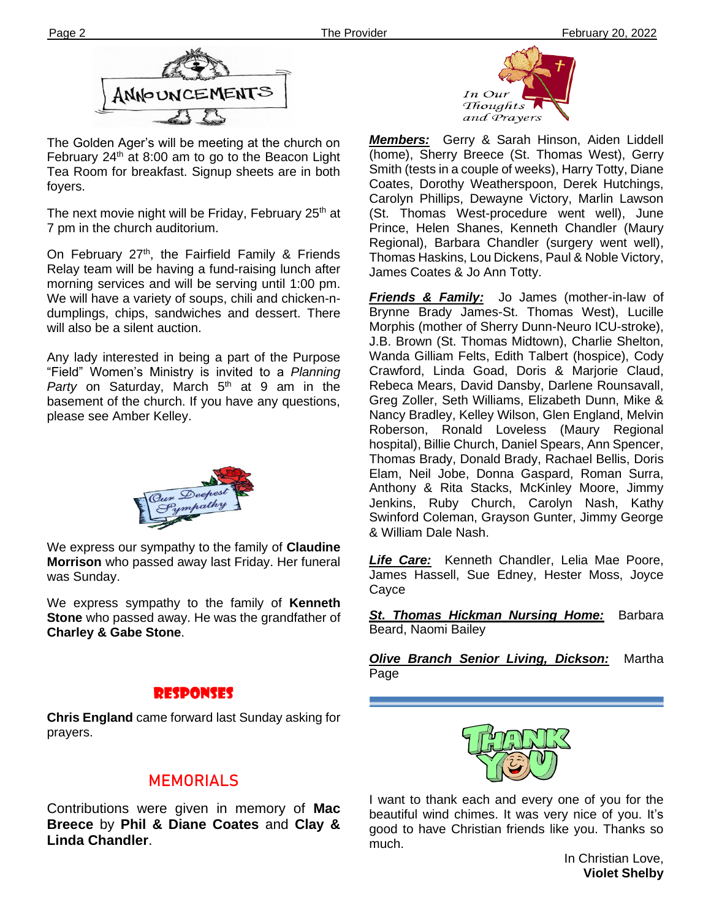# Announcements

The Golden Ager's will be meeting at the church on February 24th at 8:00 am to go to the Beacon Light Tea Room for breakfast. Signup sheets are in both foyers.

The next movie night will be Friday, February 25th at 7 pm in the church auditorium.

On February 27th, the Fairfield Family & Friends Relay team will be having a fund-raising lunch after morning services and will be serving until 1:00 pm. We will have a variety of soups, chili and chicken-n-dumplings, chips, sandwiches and dessert. There will also be a silent auction.

Any lady interested in being a part of the Purpose "Field" Women's Ministry is invited to a *Planning Party* on Saturday, March 5th at 9 am in the basement of the church. If you have any questions, please see Amber Kelley.

## Our Deepest Sympathy

We express our sympathy to the family of **Claudine Morrison** who passed away last Friday. Her funeral was Sunday.

We express sympathy to the family of **Kenneth Stone** who passed away. He was the grandfather of **Charley & Gabe Stone**.

## Responses

**Chris England** came forward last Sunday asking for prayers.

## MEMORIALS

Contributions were given in memory of **Mac Breece** by **Phil & Diane Coates** and **Clay & Linda Chandler**.

## In Our Thoughts and Prayers

***Members:*** Gerry & Sarah Hinson, Aiden Liddell (home), Sherry Breece (St. Thomas West), Gerry Smith (tests in a couple of weeks), Harry Totty, Diane Coates, Dorothy Weatherspoon, Derek Hutchings, Carolyn Phillips, Dewayne Victory, Marlin Lawson (St. Thomas West-procedure went well), June Prince, Helen Shanes, Kenneth Chandler (Maury Regional), Barbara Chandler (surgery went well), Thomas Haskins, Lou Dickens, Paul & Noble Victory, James Coates & Jo Ann Totty.

***Friends & Family:*** Jo James (mother-in-law of Brynne Brady James-St. Thomas West), Lucille Morphis (mother of Sherry Dunn-Neuro ICU-stroke), J.B. Brown (St. Thomas Midtown), Charlie Shelton, Wanda Gilliam Felts, Edith Talbert (hospice), Cody Crawford, Linda Goad, Doris & Marjorie Claud, Rebeca Mears, David Dansby, Darlene Rounsavall, Greg Zoller, Seth Williams, Elizabeth Dunn, Mike & Nancy Bradley, Kelley Wilson, Glen England, Melvin Roberson, Ronald Loveless (Maury Regional hospital), Billie Church, Daniel Spears, Ann Spencer, Thomas Brady, Donald Brady, Rachael Bellis, Doris Elam, Neil Jobe, Donna Gaspard, Roman Surra, Anthony & Rita Stacks, McKinley Moore, Jimmy Jenkins, Ruby Church, Carolyn Nash, Kathy Swinford Coleman, Grayson Gunter, Jimmy George & William Dale Nash.

***Life Care:*** Kenneth Chandler, Lelia Mae Poore, James Hassell, Sue Edney, Hester Moss, Joyce Cayce

***St. Thomas Hickman Nursing Home:*** Barbara Beard, Naomi Bailey

***Olive Branch Senior Living, Dickson:*** Martha Page

## Thank You

I want to thank each and every one of you for the beautiful wind chimes. It was very nice of you. It's good to have Christian friends like you. Thanks so much.

In Christian Love,
**Violet Shelby**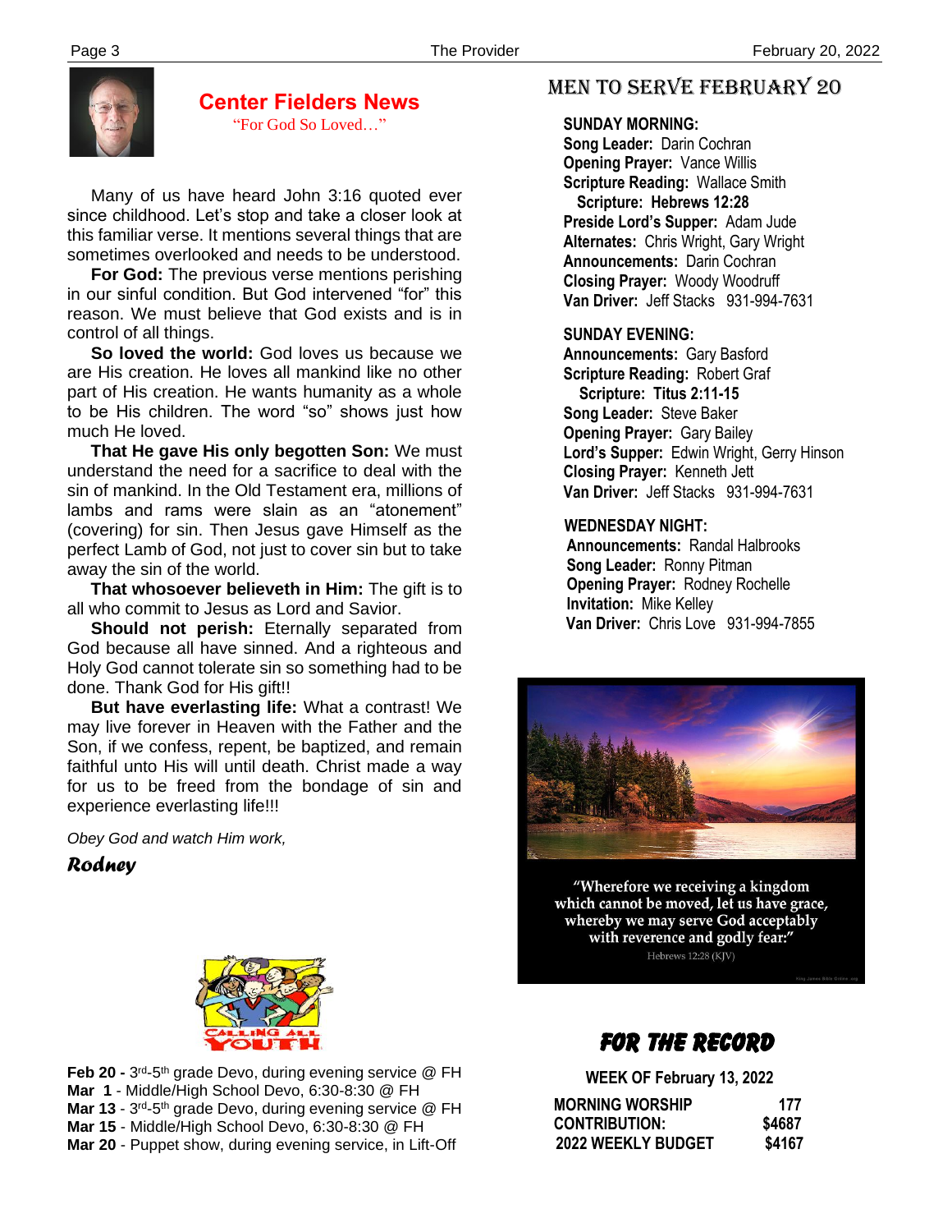## Center Fielders News

"For God So Loved…"

Many of us have heard John 3:16 quoted ever since childhood. Let's stop and take a closer look at this familiar verse. It mentions several things that are sometimes overlooked and needs to be understood.

**For God:** The previous verse mentions perishing in our sinful condition. But God intervened "for" this reason. We must believe that God exists and is in control of all things.

**So loved the world:** God loves us because we are His creation. He loves all mankind like no other part of His creation. He wants humanity as a whole to be His children. The word "so" shows just how much He loved.

**That He gave His only begotten Son:** We must understand the need for a sacrifice to deal with the sin of mankind. In the Old Testament era, millions of lambs and rams were slain as an "atonement" (covering) for sin. Then Jesus gave Himself as the perfect Lamb of God, not just to cover sin but to take away the sin of the world.

**That whosoever believeth in Him:** The gift is to all who commit to Jesus as Lord and Savior.

**Should not perish:** Eternally separated from God because all have sinned. And a righteous and Holy God cannot tolerate sin so something had to be done. Thank God for His gift!!

**But have everlasting life:** What a contrast! We may live forever in Heaven with the Father and the Son, if we confess, repent, be baptized, and remain faithful unto His will until death. Christ made a way for us to be freed from the bondage of sin and experience everlasting life!!!

*Obey God and watch Him work,*

***Rodney***

CALLING ALL YOUTH

**Feb 20 -** 3rd-5th grade Devo, during evening service @ FH
**Mar 1** - Middle/High School Devo, 6:30-8:30 @ FH
**Mar 13** - 3rd-5th grade Devo, during evening service @ FH
**Mar 15** - Middle/High School Devo, 6:30-8:30 @ FH
**Mar 20** - Puppet show, during evening service, in Lift-Off

## MEN TO SERVE FEBRUARY 20

**SUNDAY MORNING:**
**Song Leader:** Darin Cochran
**Opening Prayer:** Vance Willis
**Scripture Reading:** Wallace Smith
**Scripture: Hebrews 12:28**
**Preside Lord's Supper:** Adam Jude
**Alternates:** Chris Wright, Gary Wright
**Announcements:** Darin Cochran
**Closing Prayer:** Woody Woodruff
**Van Driver:** Jeff Stacks 931-994-7631

**SUNDAY EVENING:**
**Announcements:** Gary Basford
**Scripture Reading:** Robert Graf
**Scripture: Titus 2:11-15**
**Song Leader:** Steve Baker
**Opening Prayer:** Gary Bailey
**Lord's Supper:** Edwin Wright, Gerry Hinson
**Closing Prayer:** Kenneth Jett
**Van Driver:** Jeff Stacks 931-994-7631

**WEDNESDAY NIGHT:**
**Announcements:** Randal Halbrooks
**Song Leader:** Ronny Pitman
**Opening Prayer:** Rodney Rochelle
**Invitation:** Mike Kelley
**Van Driver:** Chris Love 931-994-7855

"Wherefore we receiving a kingdom which cannot be moved, let us have grace, whereby we may serve God acceptably with reverence and godly fear:"
Hebrews 12:28 (KJV)

## FOR THE RECORD

**WEEK OF February 13, 2022**

| | |
|---|---|
| **MORNING WORSHIP** | **177** |
| **CONTRIBUTION:** | **$4687** |
| **2022 WEEKLY BUDGET** | **$4167** |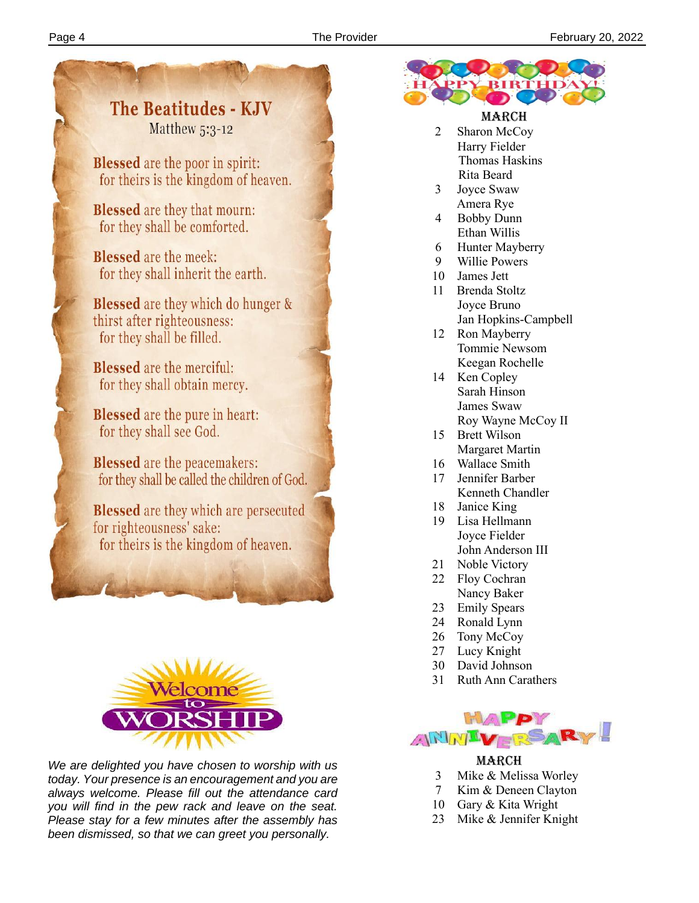## The Beatitudes - KJV

Matthew 5:3-12

**Blessed** are the poor in spirit:
for theirs is the kingdom of heaven.

**Blessed** are they that mourn:
for they shall be comforted.

**Blessed** are the meek:
for they shall inherit the earth.

**Blessed** are they which do hunger & thirst after righteousness:
for they shall be filled.

**Blessed** are the merciful:
for they shall obtain mercy.

**Blessed** are the pure in heart:
for they shall see God.

**Blessed** are the peacemakers:
for they shall be called the children of God.

**Blessed** are they which are persecuted for righteousness' sake:
for theirs is the kingdom of heaven.

## Welcome to WORSHIP

*We are delighted you have chosen to worship with us today. Your presence is an encouragement and you are always welcome. Please fill out the attendance card you will find in the pew rack and leave on the seat. Please stay for a few minutes after the assembly has been dismissed, so that we can greet you personally.*

## HAPPY BIRTHDAY!

### March

2 Sharon McCoy
Harry Fielder
Thomas Haskins
Rita Beard
3 Joyce Swaw
Amera Rye
4 Bobby Dunn
Ethan Willis
6 Hunter Mayberry
9 Willie Powers
10 James Jett
11 Brenda Stoltz
Joyce Bruno
Jan Hopkins-Campbell
12 Ron Mayberry
Tommie Newsom
Keegan Rochelle
14 Ken Copley
Sarah Hinson
James Swaw
Roy Wayne McCoy II
15 Brett Wilson
Margaret Martin
16 Wallace Smith
17 Jennifer Barber
Kenneth Chandler
18 Janice King
19 Lisa Hellmann
Joyce Fielder
John Anderson III
21 Noble Victory
22 Floy Cochran
Nancy Baker
23 Emily Spears
24 Ronald Lynn
26 Tony McCoy
27 Lucy Knight
30 David Johnson
31 Ruth Ann Carathers

## HAPPY ANNIVERSARY!

### March

3 Mike & Melissa Worley
7 Kim & Deneen Clayton
10 Gary & Kita Wright
23 Mike & Jennifer Knight